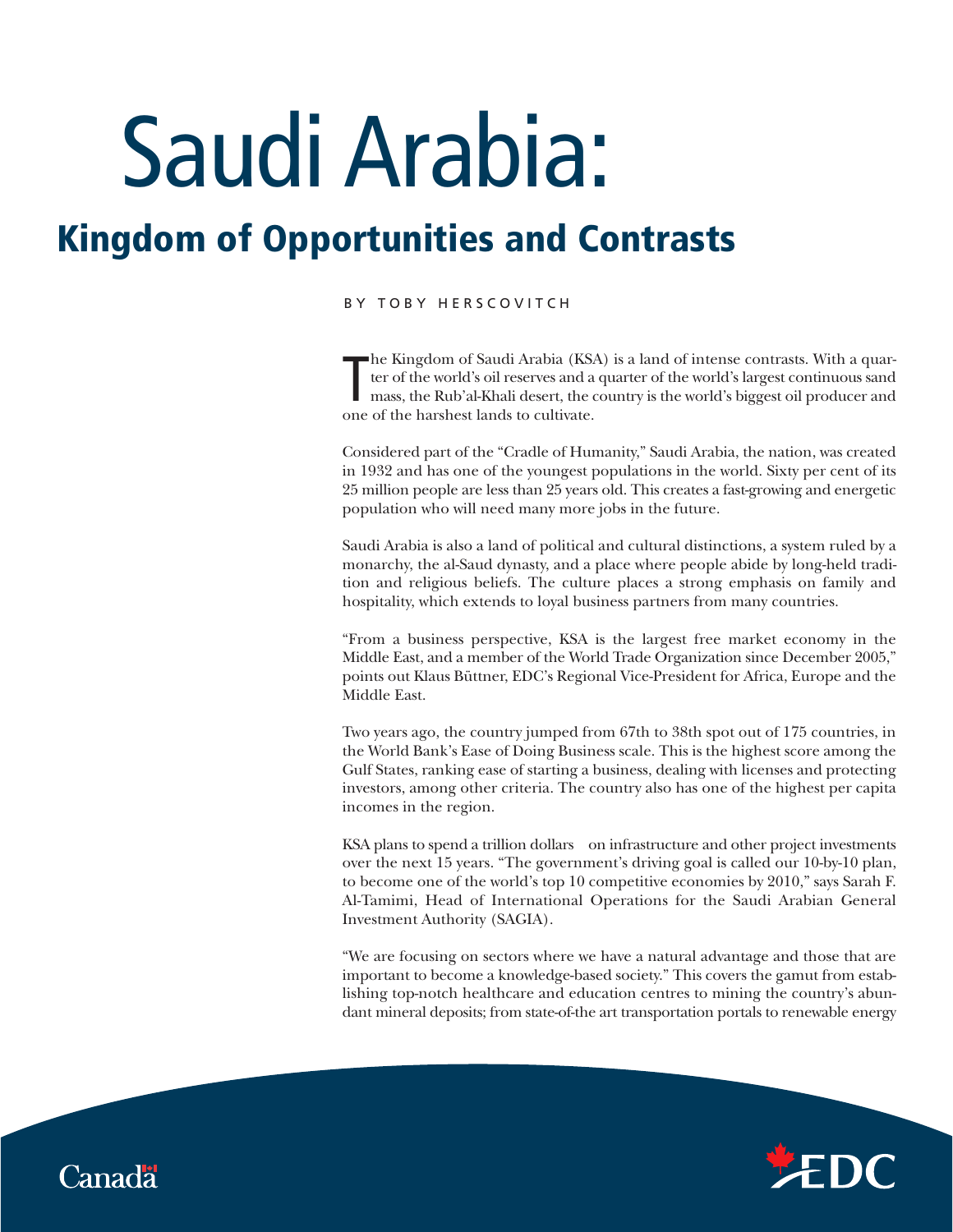# Saudi Arabia:

## Kingdom of Opportunities and Contrasts

BY TOBY HERSCOVITCH

The Kingdom of Saudi Arabia (KSA) is a land of intense contrasts. With a quarter of the world's oil reserves and a quarter of the world's largest continuous sand mass, the Rub'al-Khali desert, the country is the world's biggest oil producer and one of the harshest lands to cultivate.

Considered part of the "Cradle of Humanity," Saudi Arabia, the nation, was created in 1932 and has one of the youngest populations in the world. Sixty per cent of its 25 million people are less than 25 years old. This creates a fast-growing and energetic population who will need many more jobs in the future.

Saudi Arabia is also a land of political and cultural distinctions, a system ruled by a monarchy, the al-Saud dynasty, and a place where people abide by long-held tradition and religious beliefs. The culture places a strong emphasis on family and hospitality, which extends to loyal business partners from many countries.

"From a business perspective, KSA is the largest free market economy in the Middle East, and a member of the World Trade Organization since December 2005," points out Klaus Büttner, EDC's Regional Vice-President for Africa, Europe and the Middle East.

Two years ago, the country jumped from 67th to 38th spot out of 175 countries, in the World Bank's Ease of Doing Business scale. This is the highest score among the Gulf States, ranking ease of starting a business, dealing with licenses and protecting investors, among other criteria. The country also has one of the highest per capita incomes in the region.

KSA plans to spend a trillion dollars on infrastructure and other project investments over the next 15 years. "The government's driving goal is called our 10-by-10 plan, to become one of the world's top 10 competitive economies by 2010," says Sarah F. Al-Tamimi, Head of International Operations for the Saudi Arabian General Investment Authority (SAGIA).

"We are focusing on sectors where we have a natural advantage and those that are important to become a knowledge-based society." This covers the gamut from establishing top-notch healthcare and education centres to mining the country's abundant mineral deposits; from state-of-the art transportation portals to renewable energy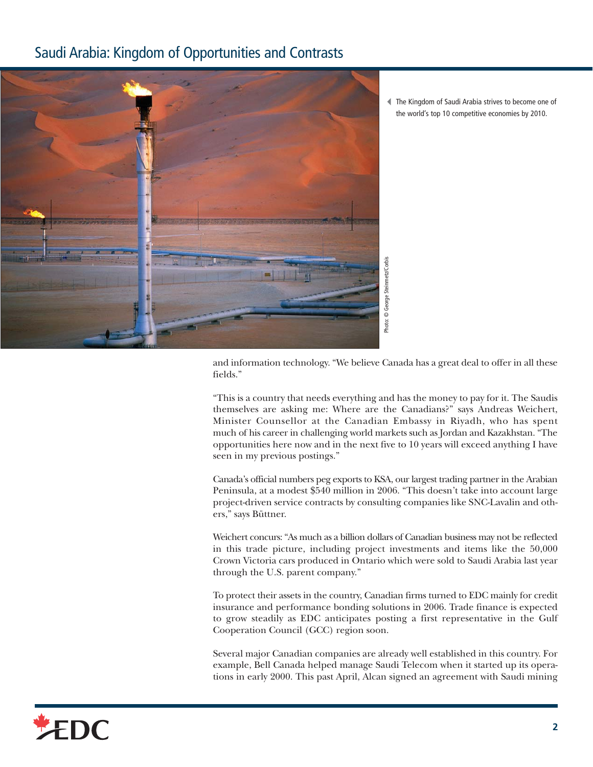The Kingdom of Saudi Arabia strives to become one of the world's top 10 competitive economies by 2010.

Photo: © George Steinmetz/Corbis

and information technology. "We believe Canada has a great deal to offer in all these fields."

"This is a country that needs everything and has the money to pay for it. The Saudis themselves are asking me: Where are the Canadians?" says Andreas Weichert, Minister Counsellor at the Canadian Embassy in Riyadh, who has spent much of his career in challenging world markets such as Jordan and Kazakhstan. "The opportunities here now and in the next five to 10 years will exceed anything I have seen in my previous postings."

Canada's official numbers peg exports to KSA, our largest trading partner in the Arabian Peninsula, at a modest $540 million in 2006. "This doesn't take into account large project-driven service contracts by consulting companies like SNC-Lavalin and others," says Büttner.

Weichert concurs: "As much as a billion dollars of Canadian business may not be reflected in this trade picture, including project investments and items like the 50,000 Crown Victoria cars produced in Ontario which were sold to Saudi Arabia last year through the U.S. parent company."

To protect their assets in the country, Canadian firms turned to EDC mainly for credit insurance and performance bonding solutions in 2006. Trade finance is expected to grow steadily as EDC anticipates posting a first representative in the Gulf Cooperation Council (GCC) region soon.

Several major Canadian companies are already well established in this country. For example, Bell Canada helped manage Saudi Telecom when it started up its operations in early 2000. This past April, Alcan signed an agreement with Saudi mining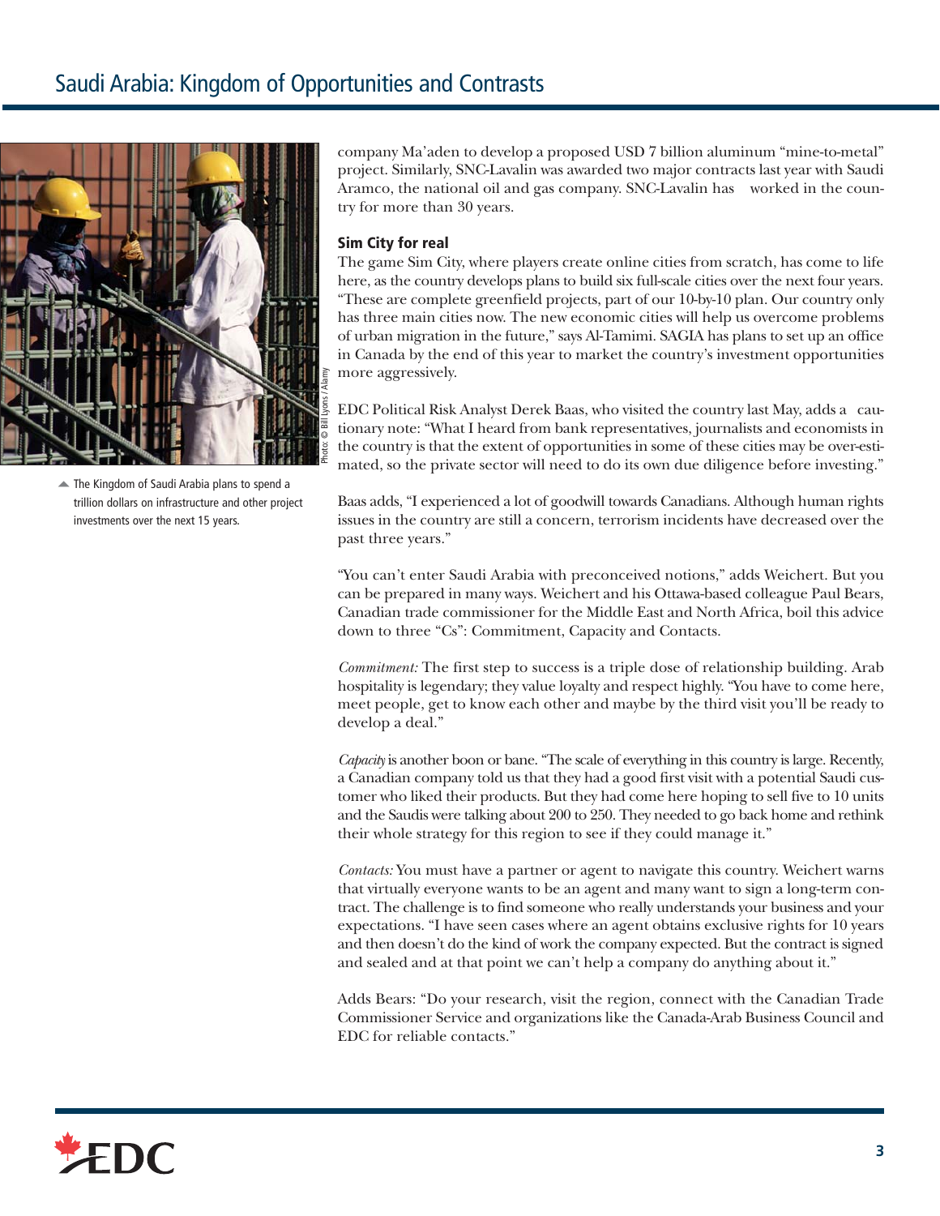company Ma'aden to develop a proposed USD 7 billion aluminum "mine-to-metal" project. Similarly, SNC-Lavalin was awarded two major contracts last year with Saudi Aramco, the national oil and gas company. SNC-Lavalin has worked in the country for more than 30 years.

**Sim City for real**

The game Sim City, where players create online cities from scratch, has come to life here, as the country develops plans to build six full-scale cities over the next four years. "These are complete greenfield projects, part of our 10-by-10 plan. Our country only has three main cities now. The new economic cities will help us overcome problems of urban migration in the future," says Al-Tamimi. SAGIA has plans to set up an office in Canada by the end of this year to market the country's investment opportunities more aggressively.

EDC Political Risk Analyst Derek Baas, who visited the country last May, adds a cautionary note: "What I heard from bank representatives, journalists and economists in the country is that the extent of opportunities in some of these cities may be over-estimated, so the private sector will need to do its own due diligence before investing."

Baas adds, "I experienced a lot of goodwill towards Canadians. Although human rights issues in the country are still a concern, terrorism incidents have decreased over the past three years."

"You can't enter Saudi Arabia with preconceived notions," adds Weichert. But you can be prepared in many ways. Weichert and his Ottawa-based colleague Paul Bears, Canadian trade commissioner for the Middle East and North Africa, boil this advice down to three "Cs": Commitment, Capacity and Contacts.

*Commitment:* The first step to success is a triple dose of relationship building. Arab hospitality is legendary; they value loyalty and respect highly. "You have to come here, meet people, get to know each other and maybe by the third visit you'll be ready to develop a deal."

*Capacity* is another boon or bane. "The scale of everything in this country is large. Recently, a Canadian company told us that they had a good first visit with a potential Saudi customer who liked their products. But they had come here hoping to sell five to 10 units and the Saudis were talking about 200 to 250. They needed to go back home and rethink their whole strategy for this region to see if they could manage it."

*Contacts:* You must have a partner or agent to navigate this country. Weichert warns that virtually everyone wants to be an agent and many want to sign a long-term contract. The challenge is to find someone who really understands your business and your expectations. "I have seen cases where an agent obtains exclusive rights for 10 years and then doesn't do the kind of work the company expected. But the contract is signed and sealed and at that point we can't help a company do anything about it."

Adds Bears: "Do your research, visit the region, connect with the Canadian Trade Commissioner Service and organizations like the Canada-Arab Business Council and EDC for reliable contacts."

Photo: © Bill Lyons / Alamy

The Kingdom of Saudi Arabia plans to spend a trillion dollars on infrastructure and other project investments over the next 15 years.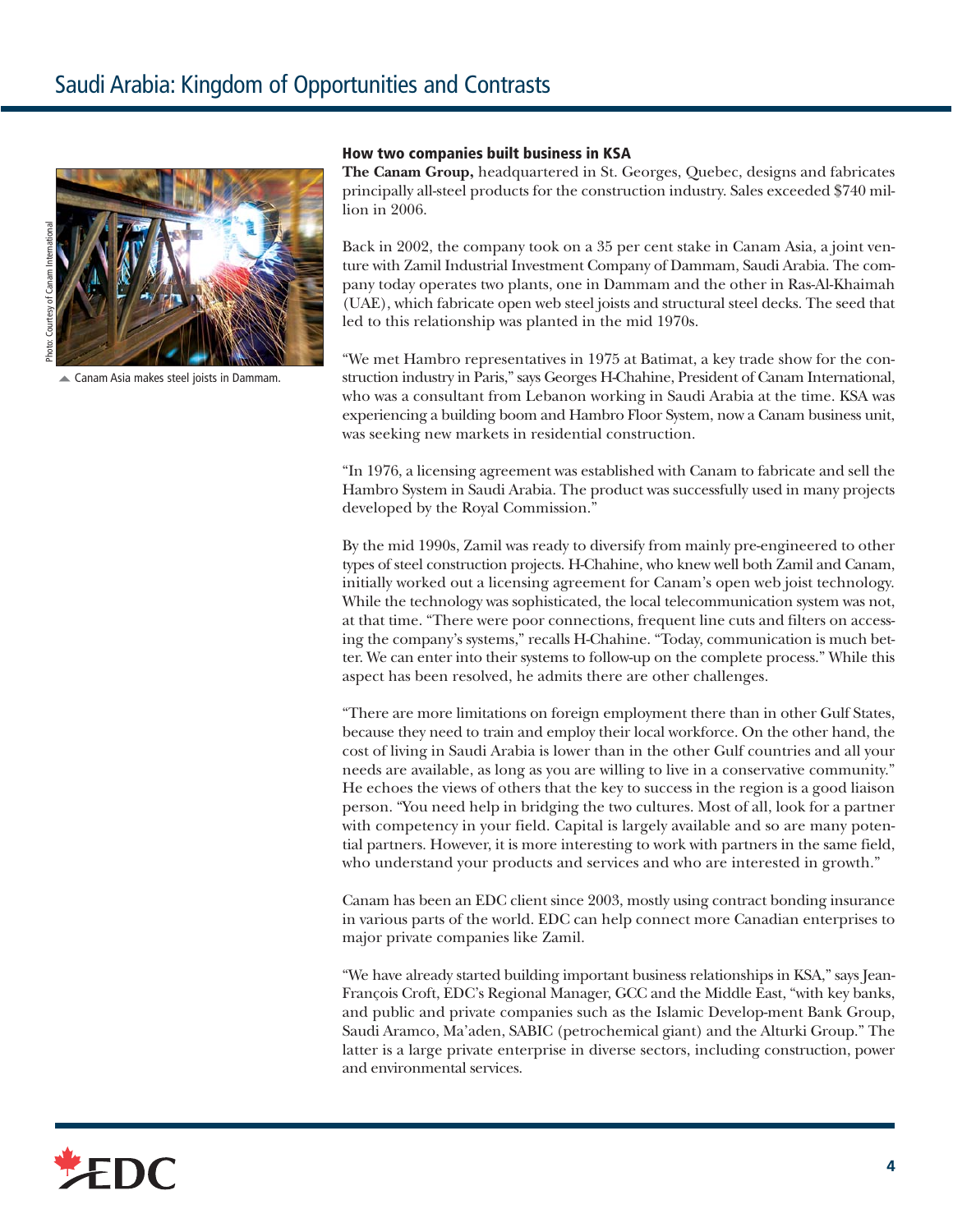## How two companies built business in KSA

**The Canam Group,** headquartered in St. Georges, Quebec, designs and fabricates principally all-steel products for the construction industry. Sales exceeded $740 million in 2006.

Back in 2002, the company took on a 35 per cent stake in Canam Asia, a joint venture with Zamil Industrial Investment Company of Dammam, Saudi Arabia. The company today operates two plants, one in Dammam and the other in Ras-Al-Khaimah (UAE), which fabricate open web steel joists and structural steel decks. The seed that led to this relationship was planted in the mid 1970s.

"We met Hambro representatives in 1975 at Batimat, a key trade show for the construction industry in Paris," says Georges H-Chahine, President of Canam International, who was a consultant from Lebanon working in Saudi Arabia at the time. KSA was experiencing a building boom and Hambro Floor System, now a Canam business unit, was seeking new markets in residential construction.

"In 1976, a licensing agreement was established with Canam to fabricate and sell the Hambro System in Saudi Arabia. The product was successfully used in many projects developed by the Royal Commission."

By the mid 1990s, Zamil was ready to diversify from mainly pre-engineered to other types of steel construction projects. H-Chahine, who knew well both Zamil and Canam, initially worked out a licensing agreement for Canam's open web joist technology. While the technology was sophisticated, the local telecommunication system was not, at that time. "There were poor connections, frequent line cuts and filters on accessing the company's systems," recalls H-Chahine. "Today, communication is much better. We can enter into their systems to follow-up on the complete process." While this aspect has been resolved, he admits there are other challenges.

"There are more limitations on foreign employment there than in other Gulf States, because they need to train and employ their local workforce. On the other hand, the cost of living in Saudi Arabia is lower than in the other Gulf countries and all your needs are available, as long as you are willing to live in a conservative community." He echoes the views of others that the key to success in the region is a good liaison person. "You need help in bridging the two cultures. Most of all, look for a partner with competency in your field. Capital is largely available and so are many potential partners. However, it is more interesting to work with partners in the same field, who understand your products and services and who are interested in growth."

Canam has been an EDC client since 2003, mostly using contract bonding insurance in various parts of the world. EDC can help connect more Canadian enterprises to major private companies like Zamil.

"We have already started building important business relationships in KSA," says Jean-François Croft, EDC's Regional Manager, GCC and the Middle East, "with key banks, and public and private companies such as the Islamic Develop-ment Bank Group, Saudi Aramco, Ma'aden, SABIC (petrochemical giant) and the Alturki Group." The latter is a large private enterprise in diverse sectors, including construction, power and environmental services.

Photo: Courtesy of Canam International

Canam Asia makes steel joists in Dammam.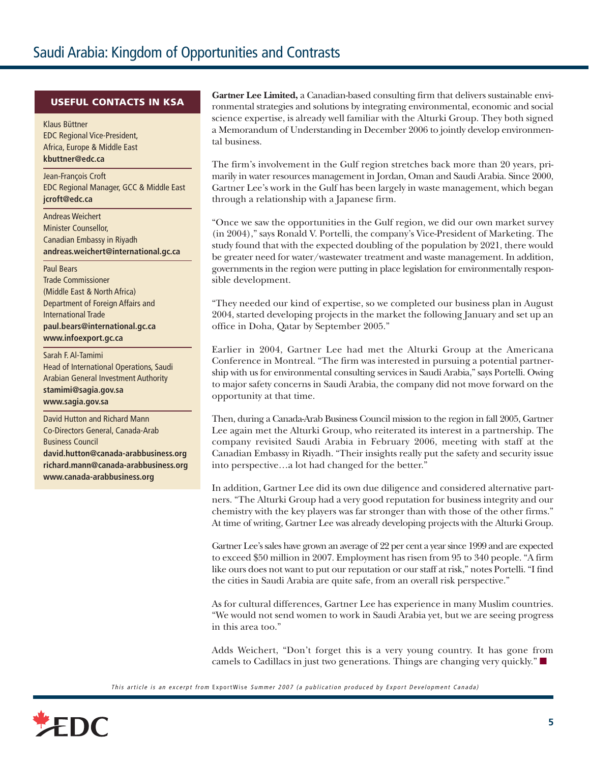## USEFUL CONTACTS IN KSA

Klaus Büttner
EDC Regional Vice-President, Africa, Europe & Middle East
**kbuttner@edc.ca**

Jean-François Croft
EDC Regional Manager, GCC & Middle East
**jcroft@edc.ca**

Andreas Weichert
Minister Counsellor, Canadian Embassy in Riyadh
**andreas.weichert@international.gc.ca**

Paul Bears
Trade Commissioner (Middle East & North Africa)
Department of Foreign Affairs and International Trade
**paul.bears@international.gc.ca**
**www.infoexport.gc.ca**

Sarah F. Al-Tamimi
Head of International Operations, Saudi Arabian General Investment Authority
**stamimi@sagia.gov.sa**
**www.sagia.gov.sa**

David Hutton and Richard Mann
Co-Directors General, Canada-Arab Business Council
**david.hutton@canada-arabbusiness.org**
**richard.mann@canada-arabbusiness.org**
**www.canada-arabbusiness.org**

**Gartner Lee Limited,** a Canadian-based consulting firm that delivers sustainable environmental strategies and solutions by integrating environmental, economic and social science expertise, is already well familiar with the Alturki Group. They both signed a Memorandum of Understanding in December 2006 to jointly develop environmental business.

The firm's involvement in the Gulf region stretches back more than 20 years, primarily in water resources management in Jordan, Oman and Saudi Arabia. Since 2000, Gartner Lee's work in the Gulf has been largely in waste management, which began through a relationship with a Japanese firm.

"Once we saw the opportunities in the Gulf region, we did our own market survey (in 2004)," says Ronald V. Portelli, the company's Vice-President of Marketing. The study found that with the expected doubling of the population by 2021, there would be greater need for water/wastewater treatment and waste management. In addition, governments in the region were putting in place legislation for environmentally responsible development.

"They needed our kind of expertise, so we completed our business plan in August 2004, started developing projects in the market the following January and set up an office in Doha, Qatar by September 2005."

Earlier in 2004, Gartner Lee had met the Alturki Group at the Americana Conference in Montreal. "The firm was interested in pursuing a potential partnership with us for environmental consulting services in Saudi Arabia," says Portelli. Owing to major safety concerns in Saudi Arabia, the company did not move forward on the opportunity at that time.

Then, during a Canada-Arab Business Council mission to the region in fall 2005, Gartner Lee again met the Alturki Group, who reiterated its interest in a partnership. The company revisited Saudi Arabia in February 2006, meeting with staff at the Canadian Embassy in Riyadh. "Their insights really put the safety and security issue into perspective…a lot had changed for the better."

In addition, Gartner Lee did its own due diligence and considered alternative partners. "The Alturki Group had a very good reputation for business integrity and our chemistry with the key players was far stronger than with those of the other firms." At time of writing, Gartner Lee was already developing projects with the Alturki Group.

Gartner Lee's sales have grown an average of 22 per cent a year since 1999 and are expected to exceed $50 million in 2007. Employment has risen from 95 to 340 people. "A firm like ours does not want to put our reputation or our staff at risk," notes Portelli. "I find the cities in Saudi Arabia are quite safe, from an overall risk perspective."

As for cultural differences, Gartner Lee has experience in many Muslim countries. "We would not send women to work in Saudi Arabia yet, but we are seeing progress in this area too."

Adds Weichert, "Don't forget this is a very young country. It has gone from camels to Cadillacs in just two generations. Things are changing very quickly." ■

*This article is an excerpt from* ExportWise *Summer 2007 (a publication produced by Export Development Canada)*